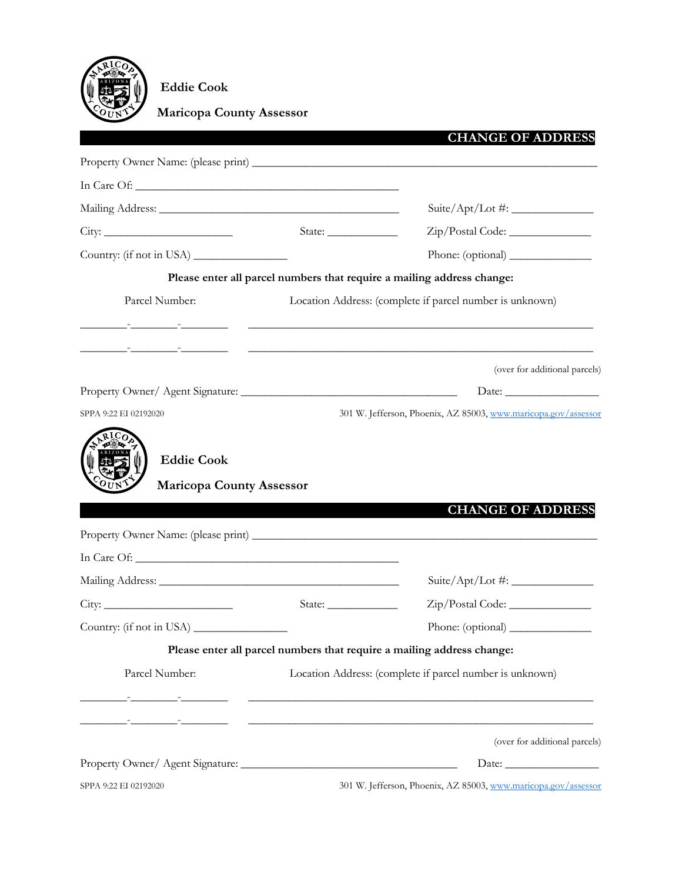**Eddie Cook**

**Maricopa County Assessor**

## CHANGE OF ADDRESS

Property Owner Name: (please print) ___________________________________________

In Care Of: ___________________________________

Mailing Address: ________________________________ Suite/Apt/Lot #: ___________

City: __________________ State: __________ Zip/Postal Code: ___________

Country: (if not in USA) _____________ Phone: (optional) ___________

**Please enter all parcel numbers that require a mailing address change:**

| Parcel Number: | Location Address: (complete if parcel number is unknown) |
|---|---|
| ______-______-______ | ______________________________________________ |
| ______-______-______ | ______________________________________________ |

(over for additional parcels)

Property Owner/ Agent Signature: _____________________________ Date: _____________

SPPA 9:22 EI 02192020

301 W. Jefferson, Phoenix, AZ 85003, www.maricopa.gov/assessor

**Eddie Cook**

**Maricopa County Assessor**

## CHANGE OF ADDRESS

Property Owner Name: (please print) ___________________________________________

In Care Of: ___________________________________

Mailing Address: ________________________________ Suite/Apt/Lot #: ___________

City: __________________ State: __________ Zip/Postal Code: ___________

Country: (if not in USA) _____________ Phone: (optional) ___________

**Please enter all parcel numbers that require a mailing address change:**

| Parcel Number: | Location Address: (complete if parcel number is unknown) |
|---|---|
| ______-______-______ | ______________________________________________ |
| ______-______-______ | ______________________________________________ |

(over for additional parcels)

Property Owner/ Agent Signature: _____________________________ Date: _____________

SPPA 9:22 EI 02192020

301 W. Jefferson, Phoenix, AZ 85003, www.maricopa.gov/assessor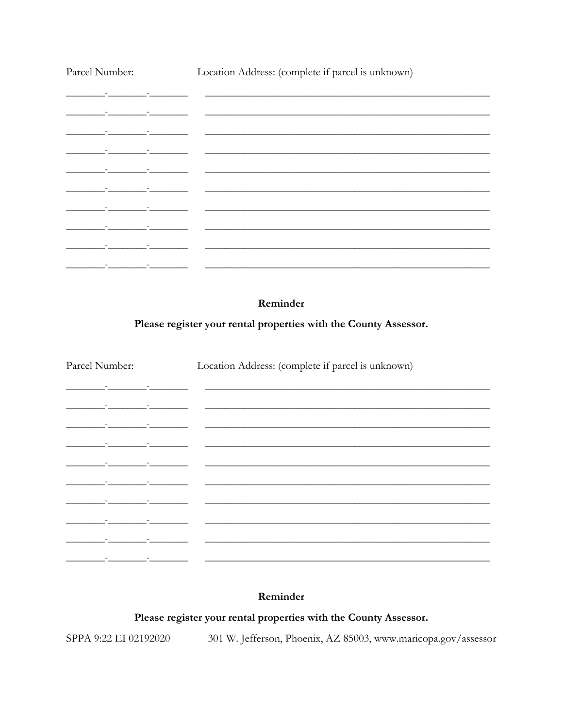| Parcel Number: | Location Address: (complete if parcel is unknown) |
| --- | --- |
| ________-________-________ | ____________________________________________________ |
| ________-________-________ | ____________________________________________________ |
| ________-________-________ | ____________________________________________________ |
| ________-________-________ | ____________________________________________________ |
| ________-________-________ | ____________________________________________________ |
| ________-________-________ | ____________________________________________________ |
| ________-________-________ | ____________________________________________________ |
| ________-________-________ | ____________________________________________________ |
| ________-________-________ | ____________________________________________________ |
| ________-________-________ | ____________________________________________________ |

**Reminder**

**Please register your rental properties with the County Assessor.**

| Parcel Number: | Location Address: (complete if parcel is unknown) |
| --- | --- |
| ________-________-________ | ____________________________________________________ |
| ________-________-________ | ____________________________________________________ |
| ________-________-________ | ____________________________________________________ |
| ________-________-________ | ____________________________________________________ |
| ________-________-________ | ____________________________________________________ |
| ________-________-________ | ____________________________________________________ |
| ________-________-________ | ____________________________________________________ |
| ________-________-________ | ____________________________________________________ |
| ________-________-________ | ____________________________________________________ |
| ________-________-________ | ____________________________________________________ |

**Reminder**

**Please register your rental properties with the County Assessor.**

SPPA 9:22 EI 02192020 301 W. Jefferson, Phoenix, AZ 85003, www.maricopa.gov/assessor